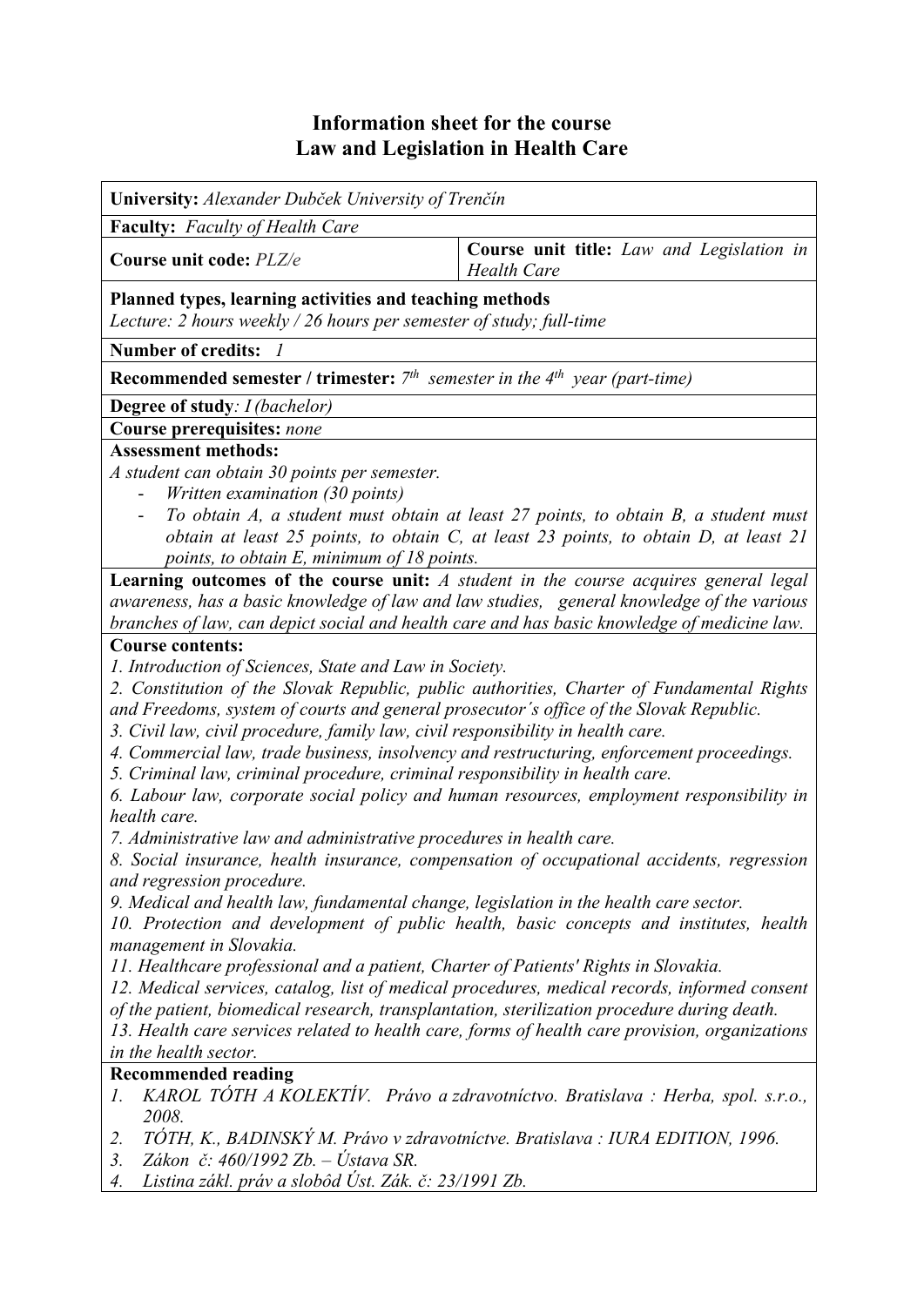# Information sheet for the course
# Law and Legislation in Health Care

**University:** *Alexander Dubček University of Trenčín*

**Faculty:** *Faculty of Health Care*

| **Course unit code:** *PLZ/e* | **Course unit title:** *Law and Legislation in Health Care* |
|---|---|

**Planned types, learning activities and teaching methods**
*Lecture: 2 hours weekly / 26 hours per semester of study; full-time*

**Number of credits:** *1*

**Recommended semester / trimester:** *7th semester in the 4th year (part-time)*

**Degree of study**: *I (bachelor)*

**Course prerequisites:** *none*

**Assessment methods:**
*A student can obtain 30 points per semester.*

- *Written examination (30 points)*
- *To obtain A, a student must obtain at least 27 points, to obtain B, a student must obtain at least 25 points, to obtain C, at least 23 points, to obtain D, at least 21 points, to obtain E, minimum of 18 points.*

**Learning outcomes of the course unit:** *A student in the course acquires general legal awareness, has a basic knowledge of law and law studies, general knowledge of the various branches of law, can depict social and health care and has basic knowledge of medicine law.*

**Course contents:**

*1. Introduction of Sciences, State and Law in Society.*
*2. Constitution of the Slovak Republic, public authorities, Charter of Fundamental Rights and Freedoms, system of courts and general prosecutor´s office of the Slovak Republic.*
*3. Civil law, civil procedure, family law, civil responsibility in health care.*
*4. Commercial law, trade business, insolvency and restructuring, enforcement proceedings.*
*5. Criminal law, criminal procedure, criminal responsibility in health care.*
*6. Labour law, corporate social policy and human resources, employment responsibility in health care.*
*7. Administrative law and administrative procedures in health care.*
*8. Social insurance, health insurance, compensation of occupational accidents, regression and regression procedure.*
*9. Medical and health law, fundamental change, legislation in the health care sector.*
*10. Protection and development of public health, basic concepts and institutes, health management in Slovakia.*
*11. Healthcare professional and a patient, Charter of Patients' Rights in Slovakia.*
*12. Medical services, catalog, list of medical procedures, medical records, informed consent of the patient, biomedical research, transplantation, sterilization procedure during death.*
*13. Health care services related to health care, forms of health care provision, organizations in the health sector.*

**Recommended reading**

1. *KAROL TÓTH A KOLEKTÍV. Právo a zdravotníctvo. Bratislava : Herba, spol. s.r.o., 2008.*
2. *TÓTH, K., BADINSKÝ M. Právo v zdravotníctve. Bratislava : IURA EDITION, 1996.*
3. *Zákon č: 460/1992 Zb. – Ústava SR.*
4. *Listina zákl. práv a slobôd Úst. Zák. č: 23/1991 Zb.*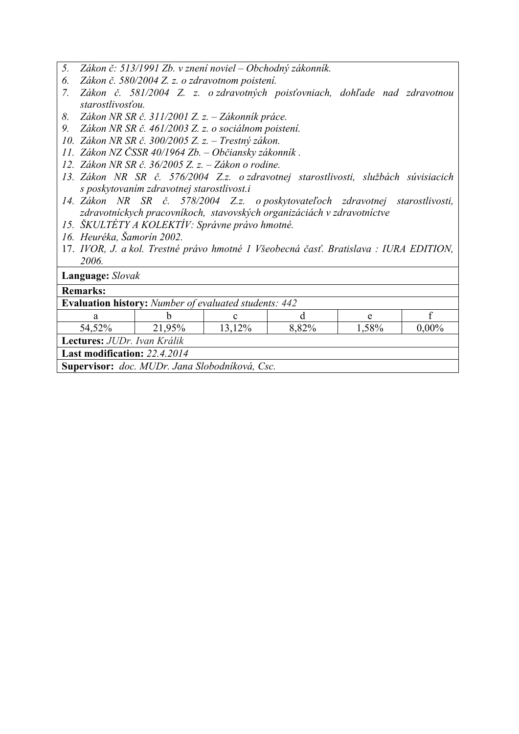5. *Zákon č: 513/1991 Zb. v znení noviel – Obchodný zákonník.*
6. *Zákon č. 580/2004 Z. z. o zdravotnom poistení.*
7. *Zákon č. 581/2004 Z. z. o zdravotných poisťovniach, dohľade nad zdravotnou starostlivosťou.*
8. *Zákon NR SR č. 311/2001 Z. z. – Zákonník práce.*
9. *Zákon NR SR č. 461/2003 Z. z. o sociálnom poistení.*
10. *Zákon NR SR č. 300/2005 Z. z. – Trestný zákon.*
11. *Zákon NZ ČSSR 40/1964 Zb. – Občiansky zákonník .*
12. *Zákon NR SR č. 36/2005 Z. z. – Zákon o rodine.*
13. *Zákon NR SR č. 576/2004 Z.z. o zdravotnej starostlivosti, službách súvisiacich s poskytovaním zdravotnej starostlivost.i*
14. *Zákon NR SR č. 578/2004 Z.z. o poskytovateľoch zdravotnej starostlivosti, zdravotníckych pracovníkoch, stavovských organizáciách v zdravotníctve*
15. *ŠKULTÉTY A KOLEKTÍV: Správne právo hmotné.*
16. *Heuréka, Šamorín 2002.*
17. *IVOR, J. a kol. Trestné právo hmotné 1 Všeobecná časť. Bratislava : IURA EDITION, 2006.*

**Language:** *Slovak*

**Remarks:**

**Evaluation history:** *Number of evaluated students: 442*

| a | b | c | d | e | f |
|---|---|---|---|---|---|
| 54,52% | 21,95% | 13,12% | 8,82% | 1,58% | 0,00% |

**Lectures:** *JUDr. Ivan Králik*

**Last modification:** *22.4.2014*

**Supervisor:** *doc. MUDr. Jana Slobodníková, Csc.*